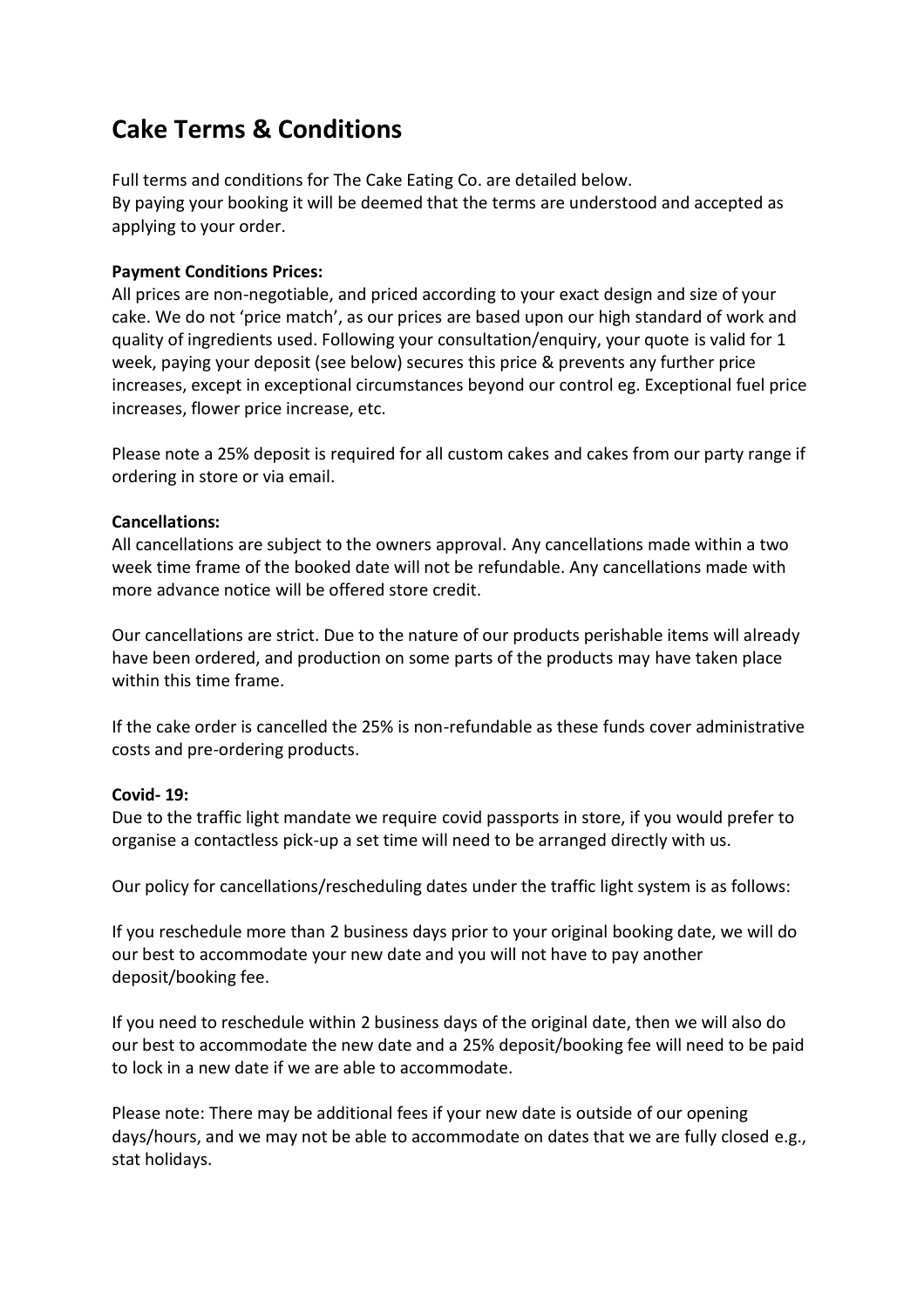# Cake Terms & Conditions

Full terms and conditions for The Cake Eating Co. are detailed below.
By paying your booking it will be deemed that the terms are understood and accepted as applying to your order.

**Payment Conditions Prices:**
All prices are non-negotiable, and priced according to your exact design and size of your cake. We do not 'price match', as our prices are based upon our high standard of work and quality of ingredients used. Following your consultation/enquiry, your quote is valid for 1 week, paying your deposit (see below) secures this price & prevents any further price increases, except in exceptional circumstances beyond our control eg. Exceptional fuel price increases, flower price increase, etc.

Please note a 25% deposit is required for all custom cakes and cakes from our party range if ordering in store or via email.

**Cancellations:**
All cancellations are subject to the owners approval. Any cancellations made within a two week time frame of the booked date will not be refundable. Any cancellations made with more advance notice will be offered store credit.

Our cancellations are strict. Due to the nature of our products perishable items will already have been ordered, and production on some parts of the products may have taken place within this time frame.

If the cake order is cancelled the 25% is non-refundable as these funds cover administrative costs and pre-ordering products.

**Covid- 19:**
Due to the traffic light mandate we require covid passports in store, if you would prefer to organise a contactless pick-up a set time will need to be arranged directly with us.

Our policy for cancellations/rescheduling dates under the traffic light system is as follows:

If you reschedule more than 2 business days prior to your original booking date, we will do our best to accommodate your new date and you will not have to pay another deposit/booking fee.

If you need to reschedule within 2 business days of the original date, then we will also do our best to accommodate the new date and a 25% deposit/booking fee will need to be paid to lock in a new date if we are able to accommodate.

Please note: There may be additional fees if your new date is outside of our opening days/hours, and we may not be able to accommodate on dates that we are fully closed e.g., stat holidays.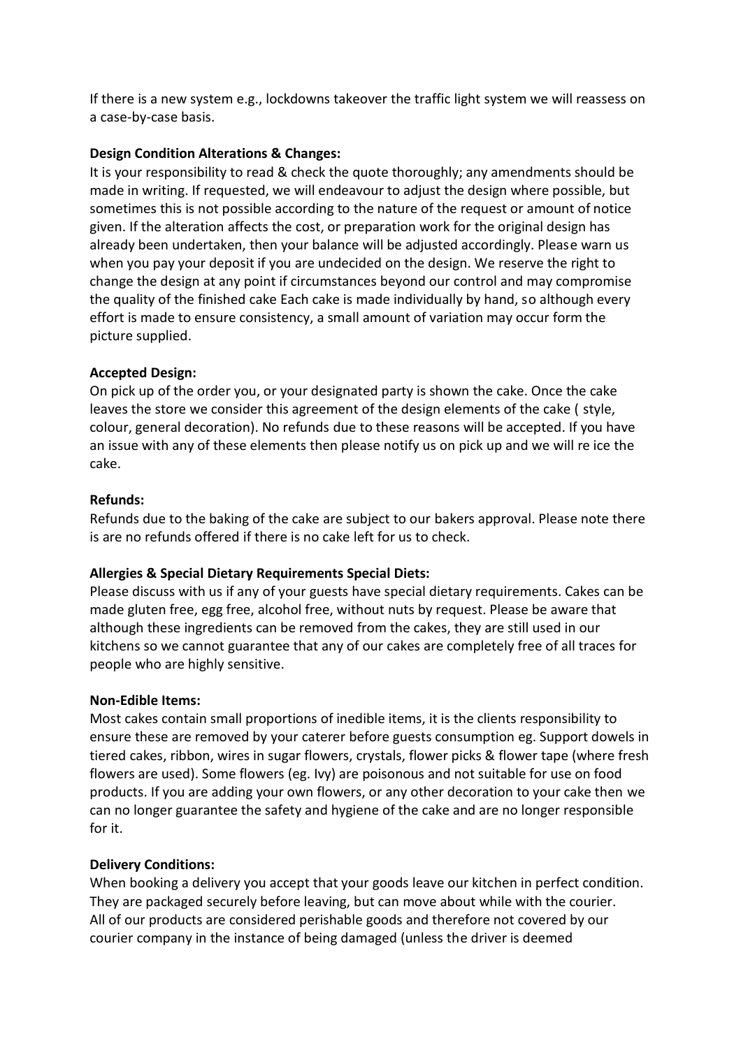If there is a new system e.g., lockdowns takeover the traffic light system we will reassess on a case-by-case basis.

**Design Condition Alterations & Changes:**
It is your responsibility to read & check the quote thoroughly; any amendments should be made in writing. If requested, we will endeavour to adjust the design where possible, but sometimes this is not possible according to the nature of the request or amount of notice given. If the alteration affects the cost, or preparation work for the original design has already been undertaken, then your balance will be adjusted accordingly. Please warn us when you pay your deposit if you are undecided on the design. We reserve the right to change the design at any point if circumstances beyond our control and may compromise the quality of the finished cake Each cake is made individually by hand, so although every effort is made to ensure consistency, a small amount of variation may occur form the picture supplied.

**Accepted Design:**
On pick up of the order you, or your designated party is shown the cake. Once the cake leaves the store we consider this agreement of the design elements of the cake ( style, colour, general decoration). No refunds due to these reasons will be accepted. If you have an issue with any of these elements then please notify us on pick up and we will re ice the cake.

**Refunds:**
Refunds due to the baking of the cake are subject to our bakers approval. Please note there is are no refunds offered if there is no cake left for us to check.

**Allergies & Special Dietary Requirements Special Diets:**
Please discuss with us if any of your guests have special dietary requirements. Cakes can be made gluten free, egg free, alcohol free, without nuts by request. Please be aware that although these ingredients can be removed from the cakes, they are still used in our kitchens so we cannot guarantee that any of our cakes are completely free of all traces for people who are highly sensitive.

**Non-Edible Items:**
Most cakes contain small proportions of inedible items, it is the clients responsibility to ensure these are removed by your caterer before guests consumption eg. Support dowels in tiered cakes, ribbon, wires in sugar flowers, crystals, flower picks & flower tape (where fresh flowers are used). Some flowers (eg. Ivy) are poisonous and not suitable for use on food products. If you are adding your own flowers, or any other decoration to your cake then we can no longer guarantee the safety and hygiene of the cake and are no longer responsible for it.

**Delivery Conditions:**
When booking a delivery you accept that your goods leave our kitchen in perfect condition. They are packaged securely before leaving, but can move about while with the courier. All of our products are considered perishable goods and therefore not covered by our courier company in the instance of being damaged (unless the driver is deemed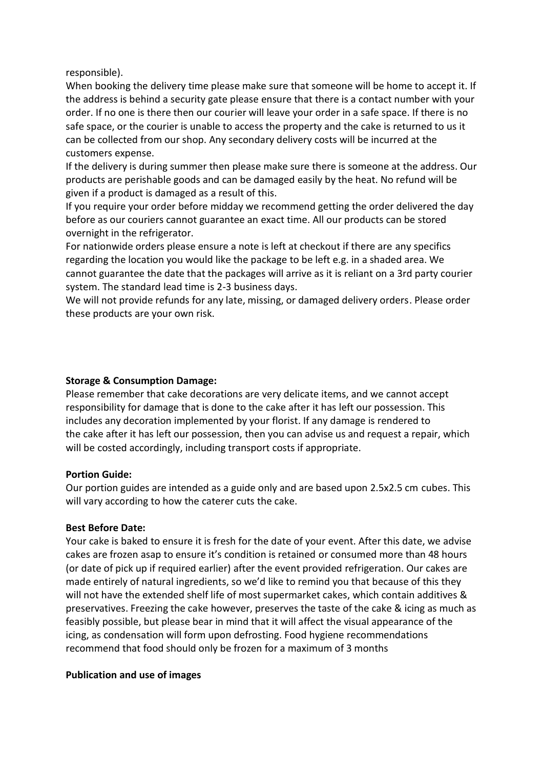responsible).

When booking the delivery time please make sure that someone will be home to accept it. If the address is behind a security gate please ensure that there is a contact number with your order. If no one is there then our courier will leave your order in a safe space. If there is no safe space, or the courier is unable to access the property and the cake is returned to us it can be collected from our shop. Any secondary delivery costs will be incurred at the customers expense.

If the delivery is during summer then please make sure there is someone at the address. Our products are perishable goods and can be damaged easily by the heat. No refund will be given if a product is damaged as a result of this.

If you require your order before midday we recommend getting the order delivered the day before as our couriers cannot guarantee an exact time. All our products can be stored overnight in the refrigerator.

For nationwide orders please ensure a note is left at checkout if there are any specifics regarding the location you would like the package to be left e.g. in a shaded area. We cannot guarantee the date that the packages will arrive as it is reliant on a 3rd party courier system. The standard lead time is 2-3 business days.

We will not provide refunds for any late, missing, or damaged delivery orders. Please order these products are your own risk.

**Storage & Consumption Damage:**

Please remember that cake decorations are very delicate items, and we cannot accept responsibility for damage that is done to the cake after it has left our possession. This includes any decoration implemented by your florist. If any damage is rendered to the cake after it has left our possession, then you can advise us and request a repair, which will be costed accordingly, including transport costs if appropriate.

**Portion Guide:**

Our portion guides are intended as a guide only and are based upon 2.5x2.5 cm cubes. This will vary according to how the caterer cuts the cake.

**Best Before Date:**

Your cake is baked to ensure it is fresh for the date of your event. After this date, we advise cakes are frozen asap to ensure it's condition is retained or consumed more than 48 hours (or date of pick up if required earlier) after the event provided refrigeration. Our cakes are made entirely of natural ingredients, so we'd like to remind you that because of this they will not have the extended shelf life of most supermarket cakes, which contain additives & preservatives. Freezing the cake however, preserves the taste of the cake & icing as much as feasibly possible, but please bear in mind that it will affect the visual appearance of the icing, as condensation will form upon defrosting. Food hygiene recommendations recommend that food should only be frozen for a maximum of 3 months

**Publication and use of images**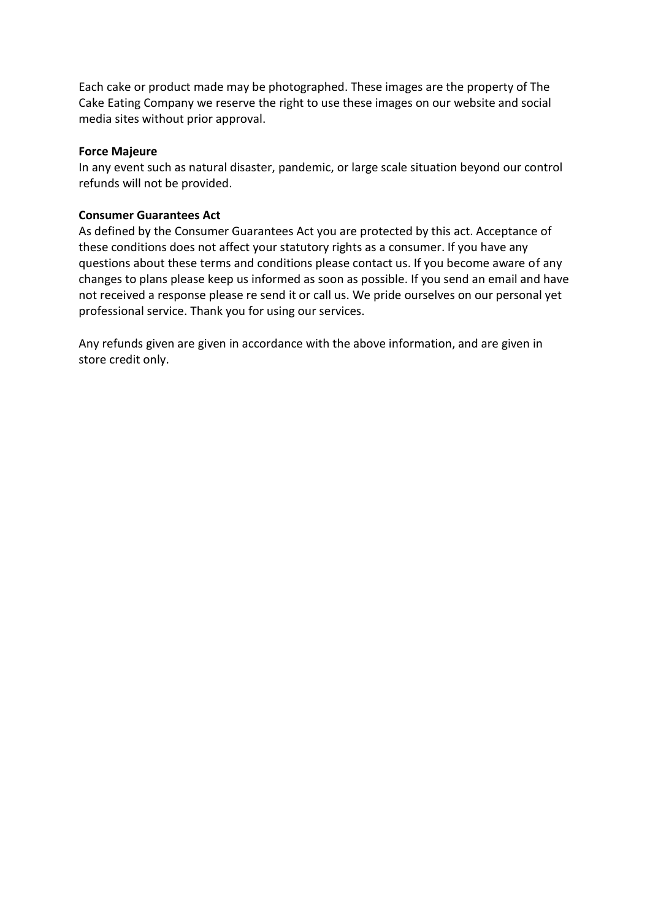Each cake or product made may be photographed. These images are the property of The Cake Eating Company we reserve the right to use these images on our website and social media sites without prior approval.

**Force Majeure**

In any event such as natural disaster, pandemic, or large scale situation beyond our control refunds will not be provided.

**Consumer Guarantees Act**

As defined by the Consumer Guarantees Act you are protected by this act. Acceptance of these conditions does not affect your statutory rights as a consumer. If you have any questions about these terms and conditions please contact us. If you become aware of any changes to plans please keep us informed as soon as possible. If you send an email and have not received a response please re send it or call us. We pride ourselves on our personal yet professional service. Thank you for using our services.

Any refunds given are given in accordance with the above information, and are given in store credit only.